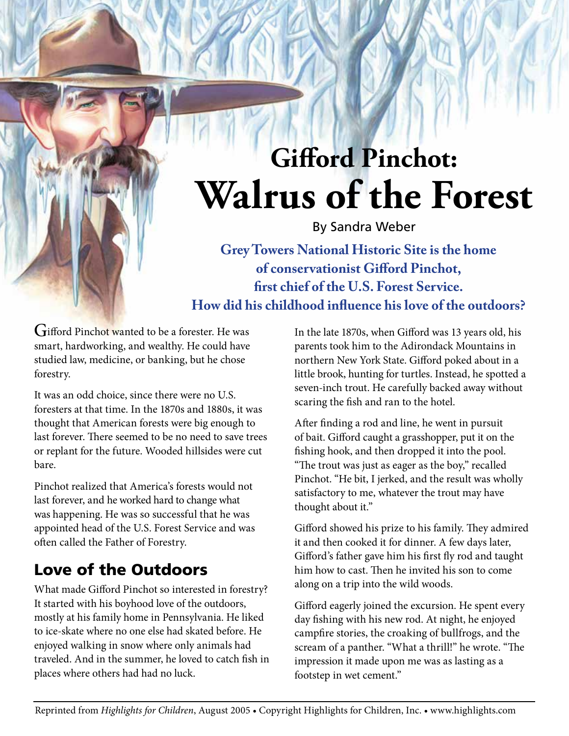# Gifford Pinchot: Walrus of the Forest

By Sandra Weber

**Grey Towers National Historic Site is the home of conservationist Gifford Pinchot, first chief of the U.S. Forest Service. How did his childhood influence his love of the outdoors?**

Gifford Pinchot wanted to be a forester. He was smart, hardworking, and wealthy. He could have studied law, medicine, or banking, but he chose forestry.

It was an odd choice, since there were no U.S. foresters at that time. In the 1870s and 1880s, it was thought that American forests were big enough to last forever. There seemed to be no need to save trees or replant for the future. Wooded hillsides were cut bare.

Pinchot realized that America's forests would not last forever, and he worked hard to change what was happening. He was so successful that he was appointed head of the U.S. Forest Service and was often called the Father of Forestry.

## Love of the Outdoors

What made Gifford Pinchot so interested in forestry? It started with his boyhood love of the outdoors, mostly at his family home in Pennsylvania. He liked to ice-skate where no one else had skated before. He enjoyed walking in snow where only animals had traveled. And in the summer, he loved to catch fish in places where others had had no luck.

In the late 1870s, when Gifford was 13 years old, his parents took him to the Adirondack Mountains in northern New York State. Gifford poked about in a little brook, hunting for turtles. Instead, he spotted a seven-inch trout. He carefully backed away without scaring the fish and ran to the hotel.

After finding a rod and line, he went in pursuit of bait. Gifford caught a grasshopper, put it on the fishing hook, and then dropped it into the pool. "The trout was just as eager as the boy," recalled Pinchot. "He bit, I jerked, and the result was wholly satisfactory to me, whatever the trout may have thought about it."

Gifford showed his prize to his family. They admired it and then cooked it for dinner. A few days later, Gifford's father gave him his first fly rod and taught him how to cast. Then he invited his son to come along on a trip into the wild woods.

Gifford eagerly joined the excursion. He spent every day fishing with his new rod. At night, he enjoyed campfire stories, the croaking of bullfrogs, and the scream of a panther. "What a thrill!" he wrote. "The impression it made upon me was as lasting as a footstep in wet cement."

Reprinted from *Highlights for Children*, August 2005 • Copyright Highlights for Children, Inc. • www.highlights.com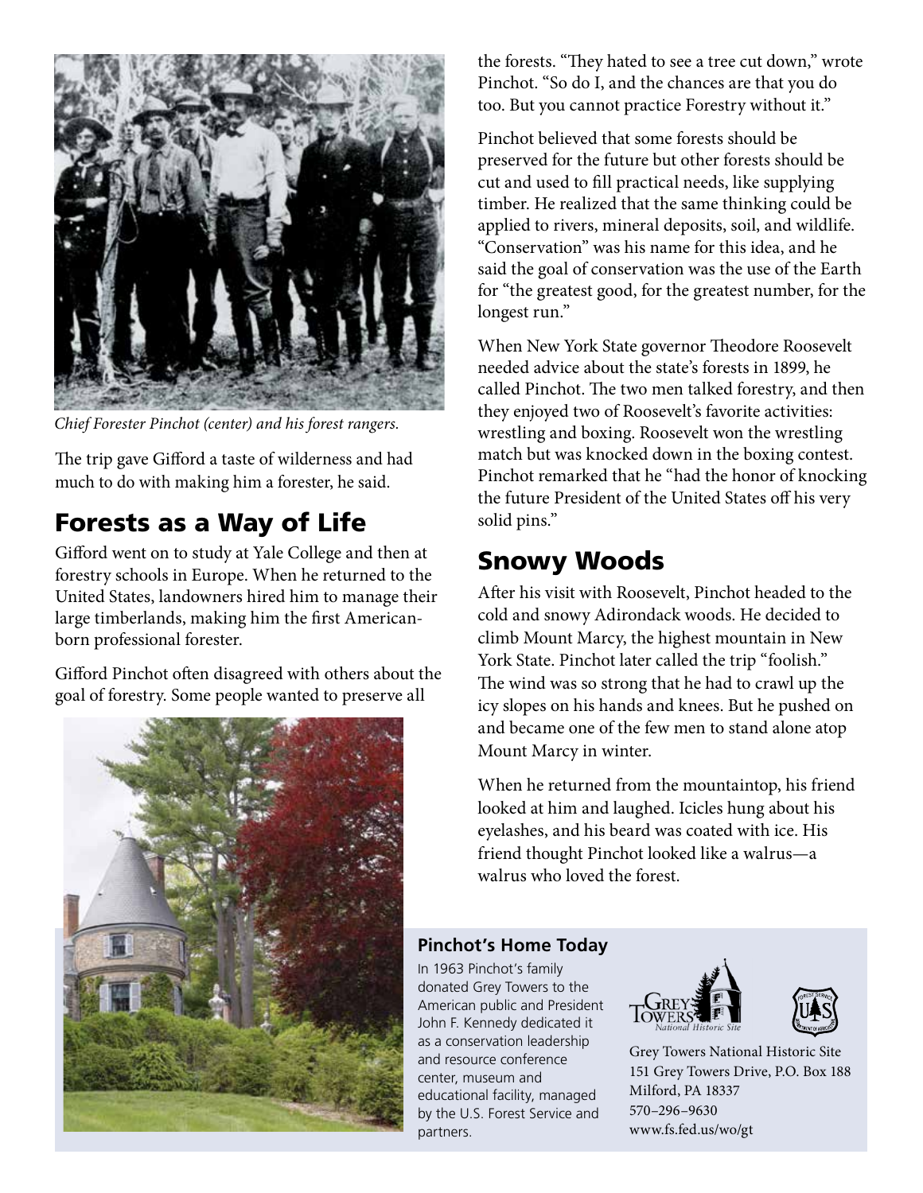*Chief Forester Pinchot (center) and his forest rangers.*

The trip gave Gifford a taste of wilderness and had much to do with making him a forester, he said.

## Forests as a Way of Life

Gifford went on to study at Yale College and then at forestry schools in Europe. When he returned to the United States, landowners hired him to manage their large timberlands, making him the first American-born professional forester.

Gifford Pinchot often disagreed with others about the goal of forestry. Some people wanted to preserve all the forests. "They hated to see a tree cut down," wrote Pinchot. "So do I, and the chances are that you do too. But you cannot practice Forestry without it."

Pinchot believed that some forests should be preserved for the future but other forests should be cut and used to fill practical needs, like supplying timber. He realized that the same thinking could be applied to rivers, mineral deposits, soil, and wildlife. "Conservation" was his name for this idea, and he said the goal of conservation was the use of the Earth for "the greatest good, for the greatest number, for the longest run."

When New York State governor Theodore Roosevelt needed advice about the state's forests in 1899, he called Pinchot. The two men talked forestry, and then they enjoyed two of Roosevelt's favorite activities: wrestling and boxing. Roosevelt won the wrestling match but was knocked down in the boxing contest. Pinchot remarked that he "had the honor of knocking the future President of the United States off his very solid pins."

## Snowy Woods

After his visit with Roosevelt, Pinchot headed to the cold and snowy Adirondack woods. He decided to climb Mount Marcy, the highest mountain in New York State. Pinchot later called the trip "foolish." The wind was so strong that he had to crawl up the icy slopes on his hands and knees. But he pushed on and became one of the few men to stand alone atop Mount Marcy in winter.

When he returned from the mountaintop, his friend looked at him and laughed. Icicles hung about his eyelashes, and his beard was coated with ice. His friend thought Pinchot looked like a walrus—a walrus who loved the forest.

### Pinchot's Home Today

In 1963 Pinchot's family donated Grey Towers to the American public and President John F. Kennedy dedicated it as a conservation leadership and resource conference center, museum and educational facility, managed by the U.S. Forest Service and partners.

Grey Towers National Historic Site
151 Grey Towers Drive, P.O. Box 188
Milford, PA 18337
570–296–9630
www.fs.fed.us/wo/gt